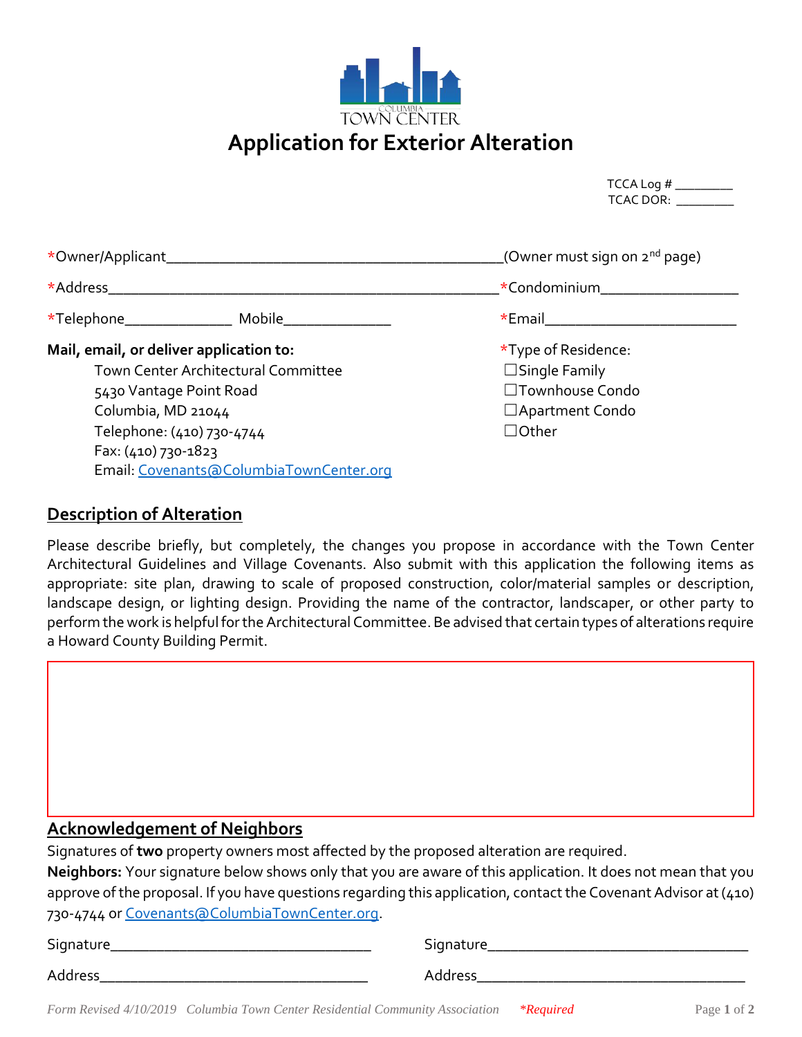COLUMBIA TOWN CENTER

# Application for Exterior Alteration

TCCA Log # _________
TCAC DOR: _________

*Owner/Applicant___________________________________________(Owner must sign on 2nd page)

*Address_________________________________________________ *Condominium_________________

*Telephone______________ Mobile______________ *Email________________________

**Mail, email, or deliver application to:**

Town Center Architectural Committee
5430 Vantage Point Road
Columbia, MD 21044
Telephone: (410) 730-4744
Fax: (410) 730-1823
Email: Covenants@ColumbiaTownCenter.org

*Type of Residence:

☐Single Family
☐Townhouse Condo
☐Apartment Condo
☐Other

## Description of Alteration

Please describe briefly, but completely, the changes you propose in accordance with the Town Center Architectural Guidelines and Village Covenants. Also submit with this application the following items as appropriate: site plan, drawing to scale of proposed construction, color/material samples or description, landscape design, or lighting design. Providing the name of the contractor, landscaper, or other party to perform the work is helpful for the Architectural Committee. Be advised that certain types of alterations require a Howard County Building Permit.

## Acknowledgement of Neighbors

Signatures of **two** property owners most affected by the proposed alteration are required.

**Neighbors:** Your signature below shows only that you are aware of this application. It does not mean that you approve of the proposal. If you have questions regarding this application, contact the Covenant Advisor at (410) 730-4744 or Covenants@ColumbiaTownCenter.org.

Signature_________________________________ Signature_________________________________

Address__________________________________ Address__________________________________

*Form Revised 4/10/2019 Columbia Town Center Residential Community Association* *\*Required*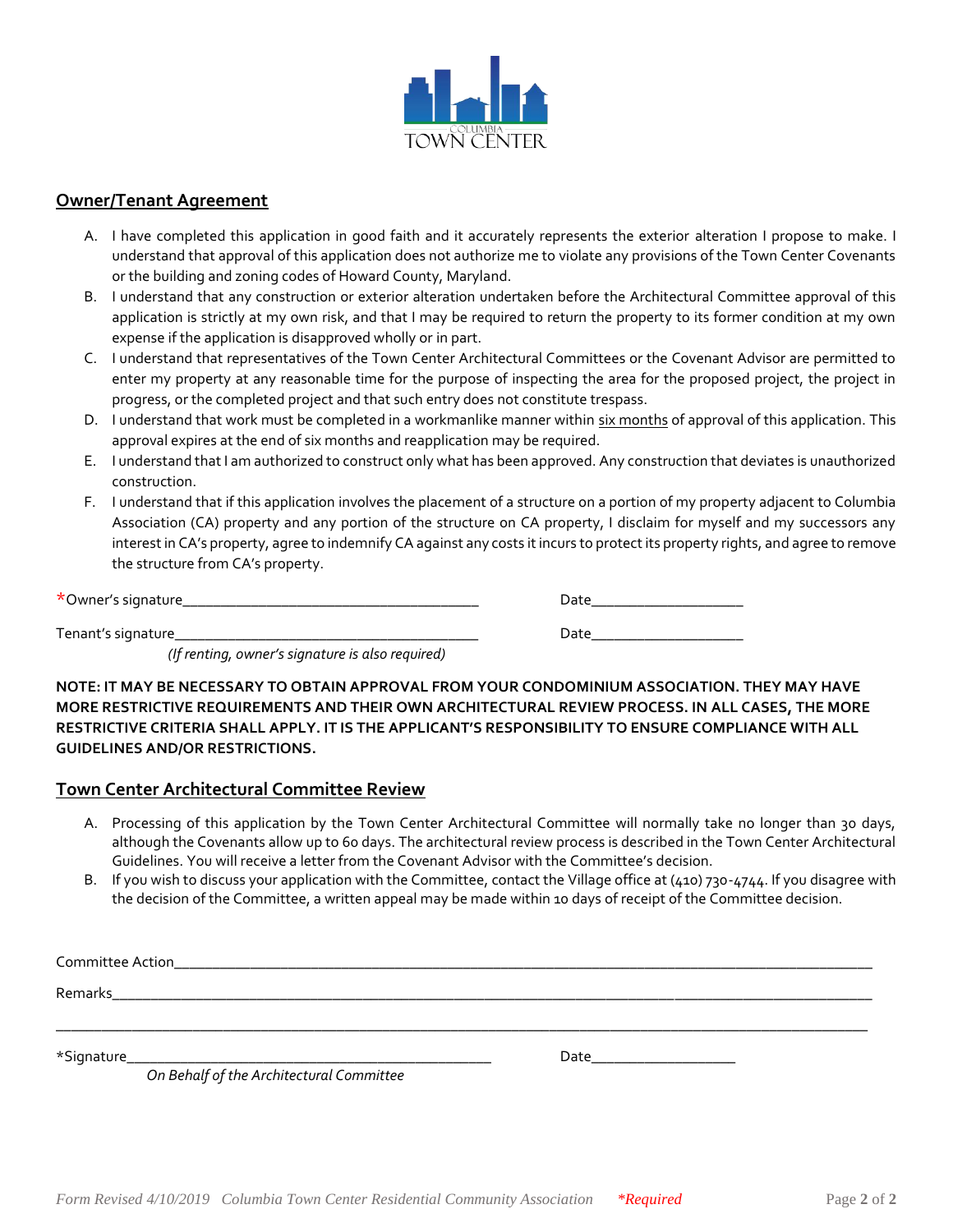COLUMBIA TOWN CENTER

## Owner/Tenant Agreement

A. I have completed this application in good faith and it accurately represents the exterior alteration I propose to make. I understand that approval of this application does not authorize me to violate any provisions of the Town Center Covenants or the building and zoning codes of Howard County, Maryland.

B. I understand that any construction or exterior alteration undertaken before the Architectural Committee approval of this application is strictly at my own risk, and that I may be required to return the property to its former condition at my own expense if the application is disapproved wholly or in part.

C. I understand that representatives of the Town Center Architectural Committees or the Covenant Advisor are permitted to enter my property at any reasonable time for the purpose of inspecting the area for the proposed project, the project in progress, or the completed project and that such entry does not constitute trespass.

D. I understand that work must be completed in a workmanlike manner within <u>six months</u> of approval of this application. This approval expires at the end of six months and reapplication may be required.

E. I understand that I am authorized to construct only what has been approved. Any construction that deviates is unauthorized construction.

F. I understand that if this application involves the placement of a structure on a portion of my property adjacent to Columbia Association (CA) property and any portion of the structure on CA property, I disclaim for myself and my successors any interest in CA's property, agree to indemnify CA against any costs it incurs to protect its property rights, and agree to remove the structure from CA's property.

*Owner's signature_______________________________________ Date____________________

Tenant's signature_______________________________________ Date____________________

*(If renting, owner's signature is also required)*

**NOTE: IT MAY BE NECESSARY TO OBTAIN APPROVAL FROM YOUR CONDOMINIUM ASSOCIATION. THEY MAY HAVE MORE RESTRICTIVE REQUIREMENTS AND THEIR OWN ARCHITECTURAL REVIEW PROCESS. IN ALL CASES, THE MORE RESTRICTIVE CRITERIA SHALL APPLY. IT IS THE APPLICANT'S RESPONSIBILITY TO ENSURE COMPLIANCE WITH ALL GUIDELINES AND/OR RESTRICTIONS.**

## Town Center Architectural Committee Review

A. Processing of this application by the Town Center Architectural Committee will normally take no longer than 30 days, although the Covenants allow up to 60 days. The architectural review process is described in the Town Center Architectural Guidelines. You will receive a letter from the Covenant Advisor with the Committee's decision.

B. If you wish to discuss your application with the Committee, contact the Village office at (410) 730-4744. If you disagree with the decision of the Committee, a written appeal may be made within 10 days of receipt of the Committee decision.

Committee Action_______________________________________________________________________________

Remarks_______________________________________________________________________________________

______________________________________________________________________________________________

*Signature_______________________________________________ Date___________________

*On Behalf of the Architectural Committee*

*Form Revised 4/10/2019 Columbia Town Center Residential Community Association* *\*Required*